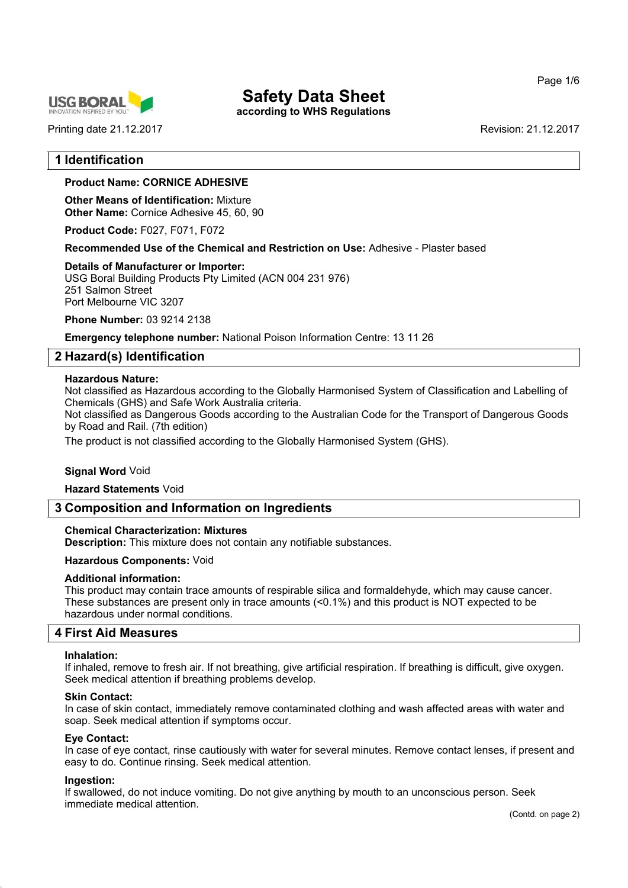# Safety Data Sheet

**according to WHS Regulations**

Printing date 21.12.2017 Revision: 21.12.2017

## 1 Identification

**Product Name: CORNICE ADHESIVE**

**Other Means of Identification:** Mixture
**Other Name:** Cornice Adhesive 45, 60, 90

**Product Code:** F027, F071, F072

**Recommended Use of the Chemical and Restriction on Use:** Adhesive - Plaster based

**Details of Manufacturer or Importer:**
USG Boral Building Products Pty Limited (ACN 004 231 976)
251 Salmon Street
Port Melbourne VIC 3207

**Phone Number:** 03 9214 2138

**Emergency telephone number:** National Poison Information Centre: 13 11 26

## 2 Hazard(s) Identification

**Hazardous Nature:**
Not classified as Hazardous according to the Globally Harmonised System of Classification and Labelling of Chemicals (GHS) and Safe Work Australia criteria.
Not classified as Dangerous Goods according to the Australian Code for the Transport of Dangerous Goods by Road and Rail. (7th edition)
The product is not classified according to the Globally Harmonised System (GHS).

**Signal Word** Void

**Hazard Statements** Void

## 3 Composition and Information on Ingredients

**Chemical Characterization: Mixtures**
**Description:** This mixture does not contain any notifiable substances.

**Hazardous Components:** Void

**Additional information:**
This product may contain trace amounts of respirable silica and formaldehyde, which may cause cancer. These substances are present only in trace amounts (<0.1%) and this product is NOT expected to be hazardous under normal conditions.

## 4 First Aid Measures

**Inhalation:**
If inhaled, remove to fresh air. If not breathing, give artificial respiration. If breathing is difficult, give oxygen. Seek medical attention if breathing problems develop.

**Skin Contact:**
In case of skin contact, immediately remove contaminated clothing and wash affected areas with water and soap. Seek medical attention if symptoms occur.

**Eye Contact:**
In case of eye contact, rinse cautiously with water for several minutes. Remove contact lenses, if present and easy to do. Continue rinsing. Seek medical attention.

**Ingestion:**
If swallowed, do not induce vomiting. Do not give anything by mouth to an unconscious person. Seek immediate medical attention.

(Contd. on page 2)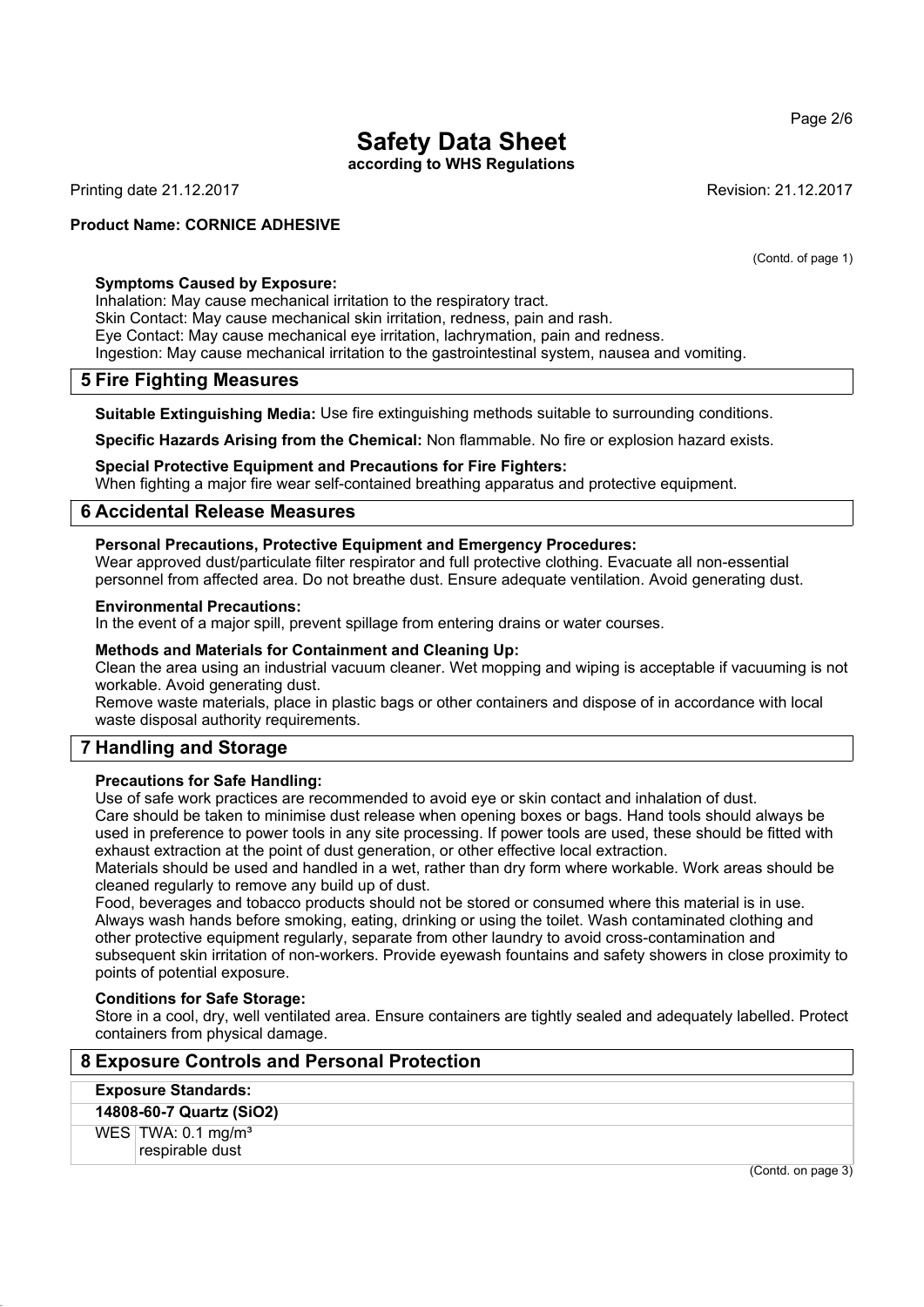(Contd. of page 1)

**Symptoms Caused by Exposure:**
Inhalation: May cause mechanical irritation to the respiratory tract.
Skin Contact: May cause mechanical skin irritation, redness, pain and rash.
Eye Contact: May cause mechanical eye irritation, lachrymation, pain and redness.
Ingestion: May cause mechanical irritation to the gastrointestinal system, nausea and vomiting.

## 5 Fire Fighting Measures

**Suitable Extinguishing Media:** Use fire extinguishing methods suitable to surrounding conditions.

**Specific Hazards Arising from the Chemical:** Non flammable. No fire or explosion hazard exists.

**Special Protective Equipment and Precautions for Fire Fighters:**
When fighting a major fire wear self-contained breathing apparatus and protective equipment.

## 6 Accidental Release Measures

**Personal Precautions, Protective Equipment and Emergency Procedures:**
Wear approved dust/particulate filter respirator and full protective clothing. Evacuate all non-essential personnel from affected area. Do not breathe dust. Ensure adequate ventilation. Avoid generating dust.

**Environmental Precautions:**
In the event of a major spill, prevent spillage from entering drains or water courses.

**Methods and Materials for Containment and Cleaning Up:**
Clean the area using an industrial vacuum cleaner. Wet mopping and wiping is acceptable if vacuuming is not workable. Avoid generating dust.
Remove waste materials, place in plastic bags or other containers and dispose of in accordance with local waste disposal authority requirements.

## 7 Handling and Storage

**Precautions for Safe Handling:**
Use of safe work practices are recommended to avoid eye or skin contact and inhalation of dust.
Care should be taken to minimise dust release when opening boxes or bags. Hand tools should always be used in preference to power tools in any site processing. If power tools are used, these should be fitted with exhaust extraction at the point of dust generation, or other effective local extraction.
Materials should be used and handled in a wet, rather than dry form where workable. Work areas should be cleaned regularly to remove any build up of dust.
Food, beverages and tobacco products should not be stored or consumed where this material is in use. Always wash hands before smoking, eating, drinking or using the toilet. Wash contaminated clothing and other protective equipment regularly, separate from other laundry to avoid cross-contamination and subsequent skin irritation of non-workers. Provide eyewash fountains and safety showers in close proximity to points of potential exposure.

**Conditions for Safe Storage:**
Store in a cool, dry, well ventilated area. Ensure containers are tightly sealed and adequately labelled. Protect containers from physical damage.

## 8 Exposure Controls and Personal Protection

| **Exposure Standards:** | |
|---|---|
| **14808-60-7 Quartz ($SiO_2$)** | |
| WES | TWA: 0.1 mg/m³<br>respirable dust |

(Contd. on page 3)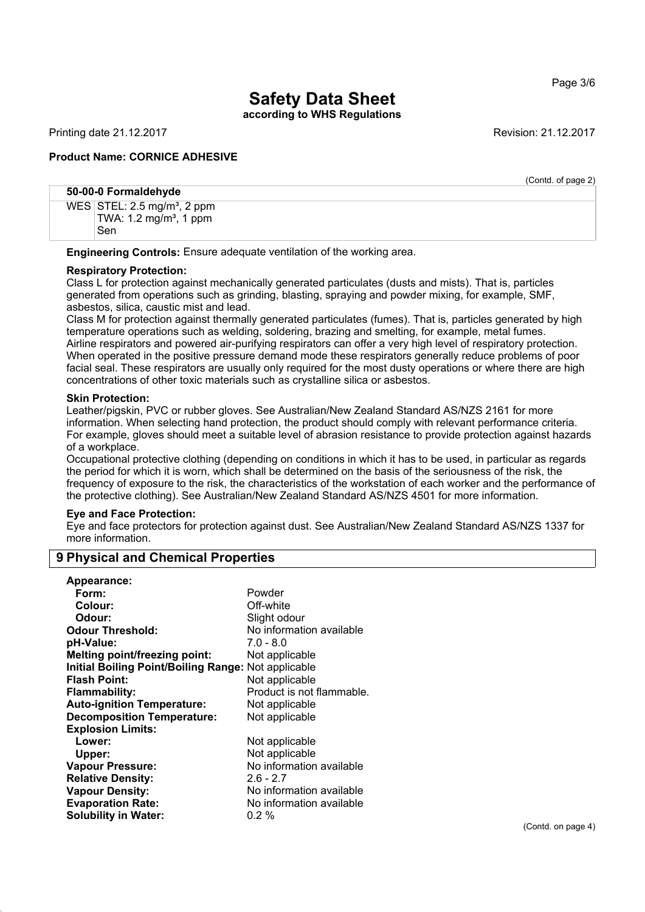(Contd. of page 2)

| 50-00-0 Formaldehyde | |
|---|---|
| WES | STEL: 2.5 mg/m³, 2 ppm<br>TWA: 1.2 mg/m³, 1 ppm<br>Sen |

**Engineering Controls:** Ensure adequate ventilation of the working area.

**Respiratory Protection:**
Class L for protection against mechanically generated particulates (dusts and mists). That is, particles generated from operations such as grinding, blasting, spraying and powder mixing, for example, SMF, asbestos, silica, caustic mist and lead.
Class M for protection against thermally generated particulates (fumes). That is, particles generated by high temperature operations such as welding, soldering, brazing and smelting, for example, metal fumes.
Airline respirators and powered air-purifying respirators can offer a very high level of respiratory protection. When operated in the positive pressure demand mode these respirators generally reduce problems of poor facial seal. These respirators are usually only required for the most dusty operations or where there are high concentrations of other toxic materials such as crystalline silica or asbestos.

**Skin Protection:**
Leather/pigskin, PVC or rubber gloves. See Australian/New Zealand Standard AS/NZS 2161 for more information. When selecting hand protection, the product should comply with relevant performance criteria. For example, gloves should meet a suitable level of abrasion resistance to provide protection against hazards of a workplace.
Occupational protective clothing (depending on conditions in which it has to be used, in particular as regards the period for which it is worn, which shall be determined on the basis of the seriousness of the risk, the frequency of exposure to the risk, the characteristics of the workstation of each worker and the performance of the protective clothing). See Australian/New Zealand Standard AS/NZS 4501 for more information.

**Eye and Face Protection:**
Eye and face protectors for protection against dust. See Australian/New Zealand Standard AS/NZS 1337 for more information.

## 9 Physical and Chemical Properties

**Appearance:**
- **Form:** Powder
- **Colour:** Off-white
- **Odour:** Slight odour

**Odour Threshold:** No information available
**pH-Value:** 7.0 - 8.0
**Melting point/freezing point:** Not applicable
**Initial Boiling Point/Boiling Range:** Not applicable
**Flash Point:** Not applicable
**Flammability:** Product is not flammable.
**Auto-ignition Temperature:** Not applicable
**Decomposition Temperature:** Not applicable
**Explosion Limits:**
- **Lower:** Not applicable
- **Upper:** Not applicable

**Vapour Pressure:** No information available
**Relative Density:** 2.6 - 2.7
**Vapour Density:** No information available
**Evaporation Rate:** No information available
**Solubility in Water:** 0.2 %

(Contd. on page 4)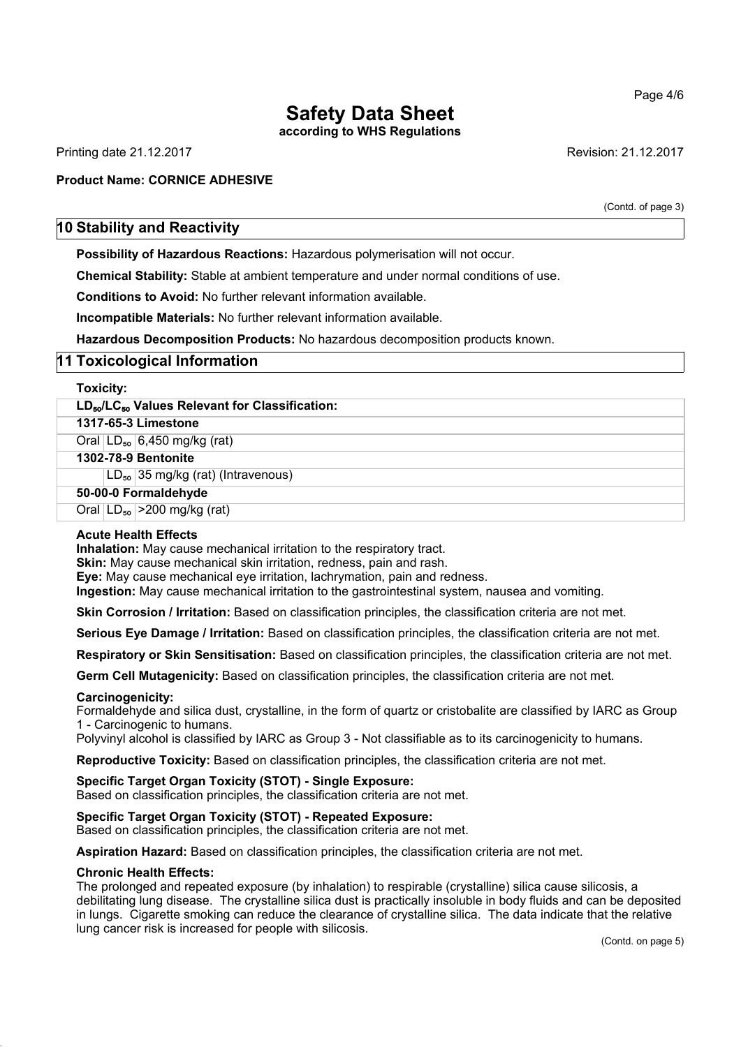# Safety Data Sheet

**according to WHS Regulations**

Printing date 21.12.2017

Revision: 21.12.2017

**Product Name: CORNICE ADHESIVE**

(Contd. of page 3)

## 10 Stability and Reactivity

**Possibility of Hazardous Reactions:** Hazardous polymerisation will not occur.

**Chemical Stability:** Stable at ambient temperature and under normal conditions of use.

**Conditions to Avoid:** No further relevant information available.

**Incompatible Materials:** No further relevant information available.

**Hazardous Decomposition Products:** No hazardous decomposition products known.

## 11 Toxicological Information

**Toxicity:**

| $LD_{50}/LC_{50}$ Values Relevant for Classification: | | |
|---|---|---|
| **1317-65-3 Limestone** | | |
| Oral | $LD_{50}$ | 6,450 mg/kg (rat) |
| **1302-78-9 Bentonite** | | |
| | $LD_{50}$ | 35 mg/kg (rat) (Intravenous) |
| **50-00-0 Formaldehyde** | | |
| Oral | $LD_{50}$ | >200 mg/kg (rat) |

**Acute Health Effects**
**Inhalation:** May cause mechanical irritation to the respiratory tract.
**Skin:** May cause mechanical skin irritation, redness, pain and rash.
**Eye:** May cause mechanical eye irritation, lachrymation, pain and redness.
**Ingestion:** May cause mechanical irritation to the gastrointestinal system, nausea and vomiting.

**Skin Corrosion / Irritation:** Based on classification principles, the classification criteria are not met.

**Serious Eye Damage / Irritation:** Based on classification principles, the classification criteria are not met.

**Respiratory or Skin Sensitisation:** Based on classification principles, the classification criteria are not met.

**Germ Cell Mutagenicity:** Based on classification principles, the classification criteria are not met.

**Carcinogenicity:**
Formaldehyde and silica dust, crystalline, in the form of quartz or cristobalite are classified by IARC as Group 1 - Carcinogenic to humans.
Polyvinyl alcohol is classified by IARC as Group 3 - Not classifiable as to its carcinogenicity to humans.

**Reproductive Toxicity:** Based on classification principles, the classification criteria are not met.

**Specific Target Organ Toxicity (STOT) - Single Exposure:**
Based on classification principles, the classification criteria are not met.

**Specific Target Organ Toxicity (STOT) - Repeated Exposure:**
Based on classification principles, the classification criteria are not met.

**Aspiration Hazard:** Based on classification principles, the classification criteria are not met.

**Chronic Health Effects:**
The prolonged and repeated exposure (by inhalation) to respirable (crystalline) silica cause silicosis, a debilitating lung disease. The crystalline silica dust is practically insoluble in body fluids and can be deposited in lungs. Cigarette smoking can reduce the clearance of crystalline silica. The data indicate that the relative lung cancer risk is increased for people with silicosis.

(Contd. on page 5)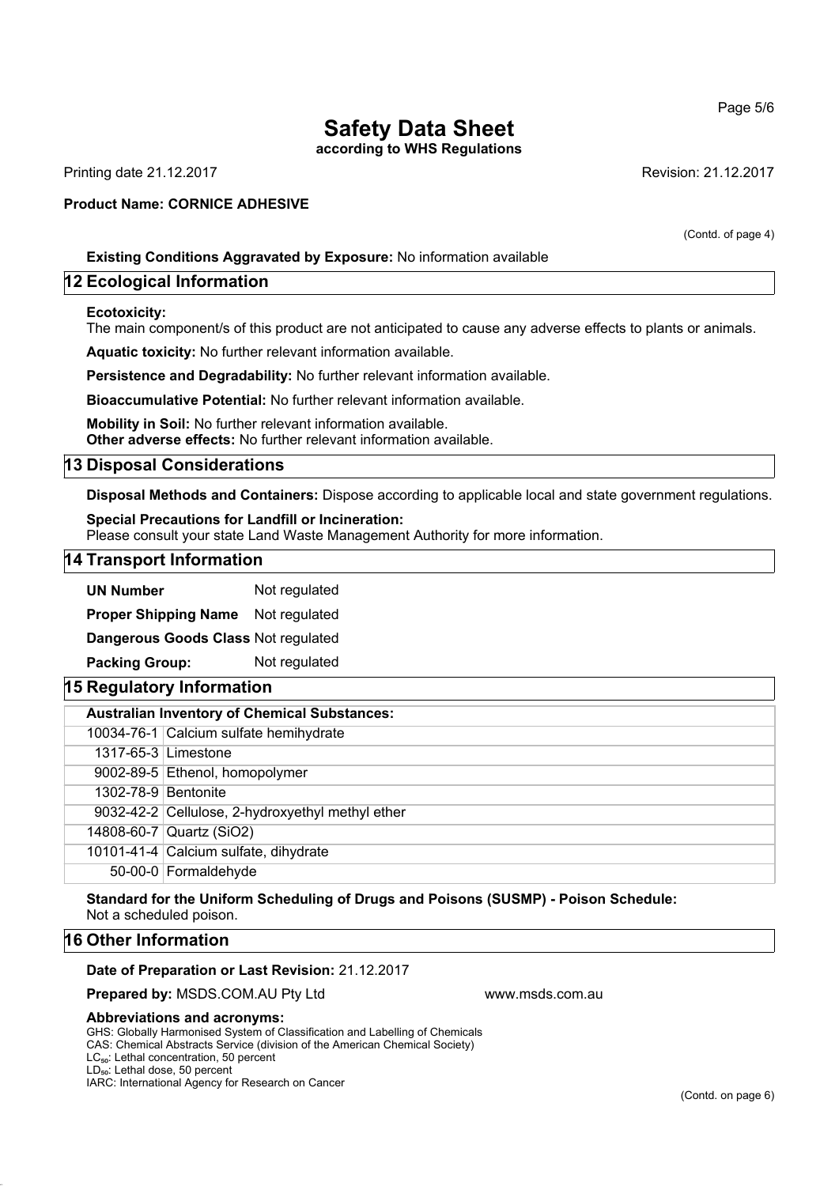(Contd. of page 4)

**Existing Conditions Aggravated by Exposure:** No information available

## 12 Ecological Information

**Ecotoxicity:**
The main component/s of this product are not anticipated to cause any adverse effects to plants or animals.

**Aquatic toxicity:** No further relevant information available.

**Persistence and Degradability:** No further relevant information available.

**Bioaccumulative Potential:** No further relevant information available.

**Mobility in Soil:** No further relevant information available.
**Other adverse effects:** No further relevant information available.

## 13 Disposal Considerations

**Disposal Methods and Containers:** Dispose according to applicable local and state government regulations.

**Special Precautions for Landfill or Incineration:**
Please consult your state Land Waste Management Authority for more information.

## 14 Transport Information

**UN Number** Not regulated

**Proper Shipping Name** Not regulated

**Dangerous Goods Class** Not regulated

**Packing Group:** Not regulated

## 15 Regulatory Information

| **Australian Inventory of Chemical Substances:** | |
|---|---|
| 10034-76-1 | Calcium sulfate hemihydrate |
| 1317-65-3 | Limestone |
| 9002-89-5 | Ethenol, homopolymer |
| 1302-78-9 | Bentonite |
| 9032-42-2 | Cellulose, 2-hydroxyethyl methyl ether |
| 14808-60-7 | Quartz (SiO2) |
| 10101-41-4 | Calcium sulfate, dihydrate |
| 50-00-0 | Formaldehyde |

**Standard for the Uniform Scheduling of Drugs and Poisons (SUSMP) - Poison Schedule:**
Not a scheduled poison.

## 16 Other Information

**Date of Preparation or Last Revision:** 21.12.2017

**Prepared by:** MSDS.COM.AU Pty Ltd www.msds.com.au

**Abbreviations and acronyms:**
GHS: Globally Harmonised System of Classification and Labelling of Chemicals
CAS: Chemical Abstracts Service (division of the American Chemical Society)
$LC_{50}$: Lethal concentration, 50 percent
$LD_{50}$: Lethal dose, 50 percent
IARC: International Agency for Research on Cancer

(Contd. on page 6)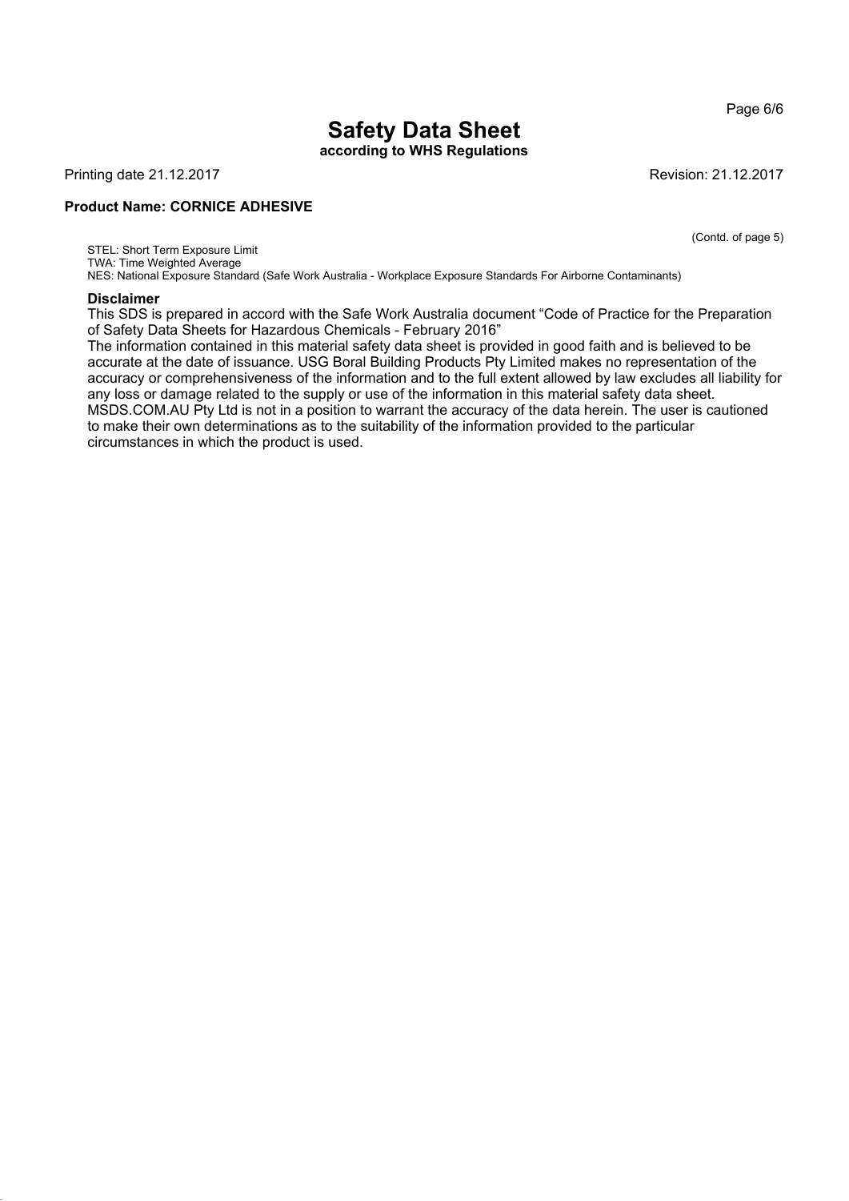(Contd. of page 5)

STEL: Short Term Exposure Limit
TWA: Time Weighted Average
NES: National Exposure Standard (Safe Work Australia - Workplace Exposure Standards For Airborne Contaminants)

**Disclaimer**

This SDS is prepared in accord with the Safe Work Australia document “Code of Practice for the Preparation of Safety Data Sheets for Hazardous Chemicals - February 2016”
The information contained in this material safety data sheet is provided in good faith and is believed to be accurate at the date of issuance. USG Boral Building Products Pty Limited makes no representation of the accuracy or comprehensiveness of the information and to the full extent allowed by law excludes all liability for any loss or damage related to the supply or use of the information in this material safety data sheet.
MSDS.COM.AU Pty Ltd is not in a position to warrant the accuracy of the data herein. The user is cautioned to make their own determinations as to the suitability of the information provided to the particular circumstances in which the product is used.